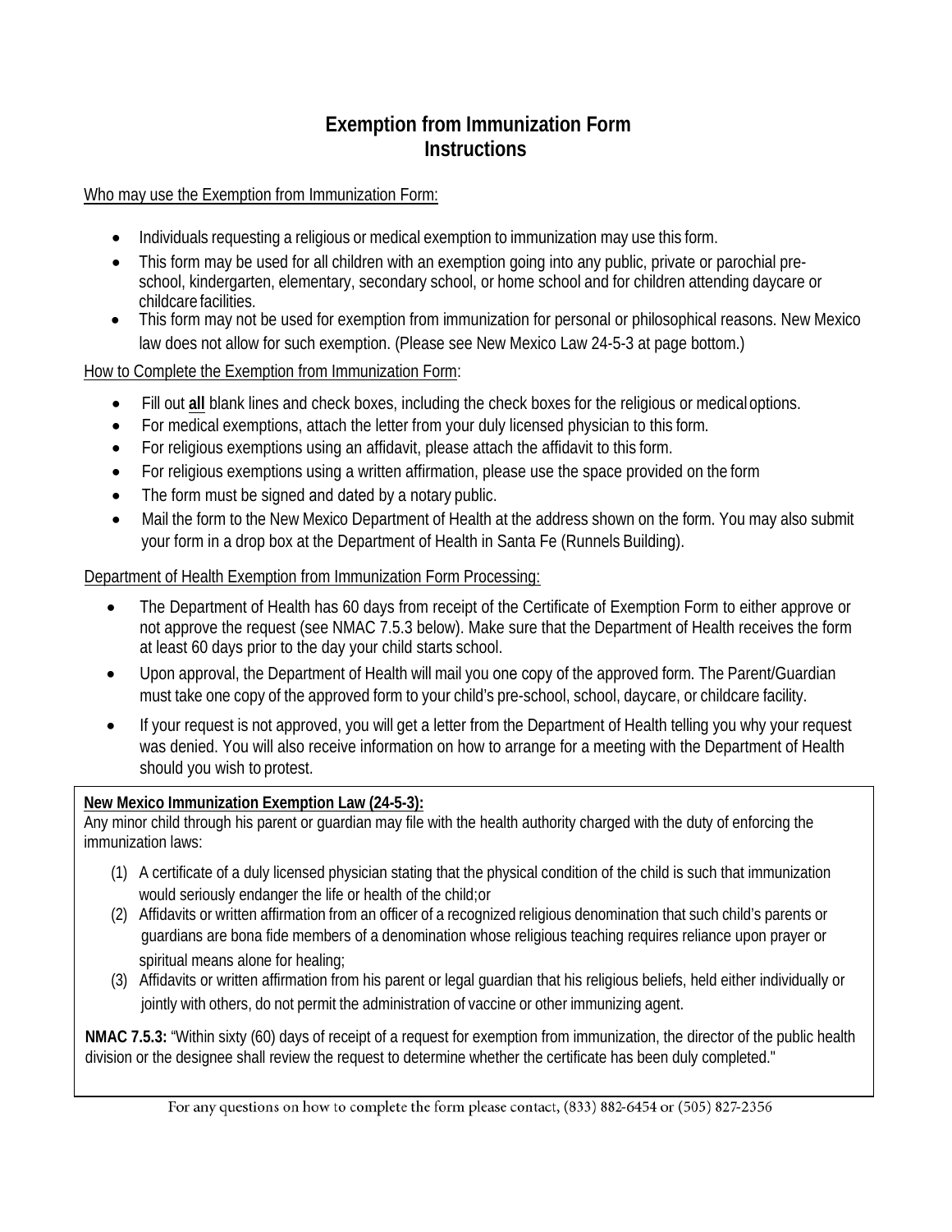# Exemption from Immunization Form Instructions

Who may use the Exemption from Immunization Form:

- Individuals requesting a religious or medical exemption to immunization may use this form.
- This form may be used for all children with an exemption going into any public, private or parochial pre-school, kindergarten, elementary, secondary school, or home school and for children attending daycare or childcare facilities.
- This form may not be used for exemption from immunization for personal or philosophical reasons. New Mexico law does not allow for such exemption. (Please see New Mexico Law 24-5-3 at page bottom.)

How to Complete the Exemption from Immunization Form:

- Fill out **all** blank lines and check boxes, including the check boxes for the religious or medical options.
- For medical exemptions, attach the letter from your duly licensed physician to this form.
- For religious exemptions using an affidavit, please attach the affidavit to this form.
- For religious exemptions using a written affirmation, please use the space provided on the form
- The form must be signed and dated by a notary public.
- Mail the form to the New Mexico Department of Health at the address shown on the form. You may also submit your form in a drop box at the Department of Health in Santa Fe (Runnels Building).

Department of Health Exemption from Immunization Form Processing:

- The Department of Health has 60 days from receipt of the Certificate of Exemption Form to either approve or not approve the request (see NMAC 7.5.3 below). Make sure that the Department of Health receives the form at least 60 days prior to the day your child starts school.
- Upon approval, the Department of Health will mail you one copy of the approved form. The Parent/Guardian must take one copy of the approved form to your child's pre-school, school, daycare, or childcare facility.
- If your request is not approved, you will get a letter from the Department of Health telling you why your request was denied. You will also receive information on how to arrange for a meeting with the Department of Health should you wish to protest.

**New Mexico Immunization Exemption Law (24-5-3):**
Any minor child through his parent or guardian may file with the health authority charged with the duty of enforcing the immunization laws:

(1) A certificate of a duly licensed physician stating that the physical condition of the child is such that immunization would seriously endanger the life or health of the child; or
(2) Affidavits or written affirmation from an officer of a recognized religious denomination that such child's parents or guardians are bona fide members of a denomination whose religious teaching requires reliance upon prayer or spiritual means alone for healing;
(3) Affidavits or written affirmation from his parent or legal guardian that his religious beliefs, held either individually or jointly with others, do not permit the administration of vaccine or other immunizing agent.

**NMAC 7.5.3:** "Within sixty (60) days of receipt of a request for exemption from immunization, the director of the public health division or the designee shall review the request to determine whether the certificate has been duly completed."

For any questions on how to complete the form please contact, (833) 882-6454 or (505) 827-2356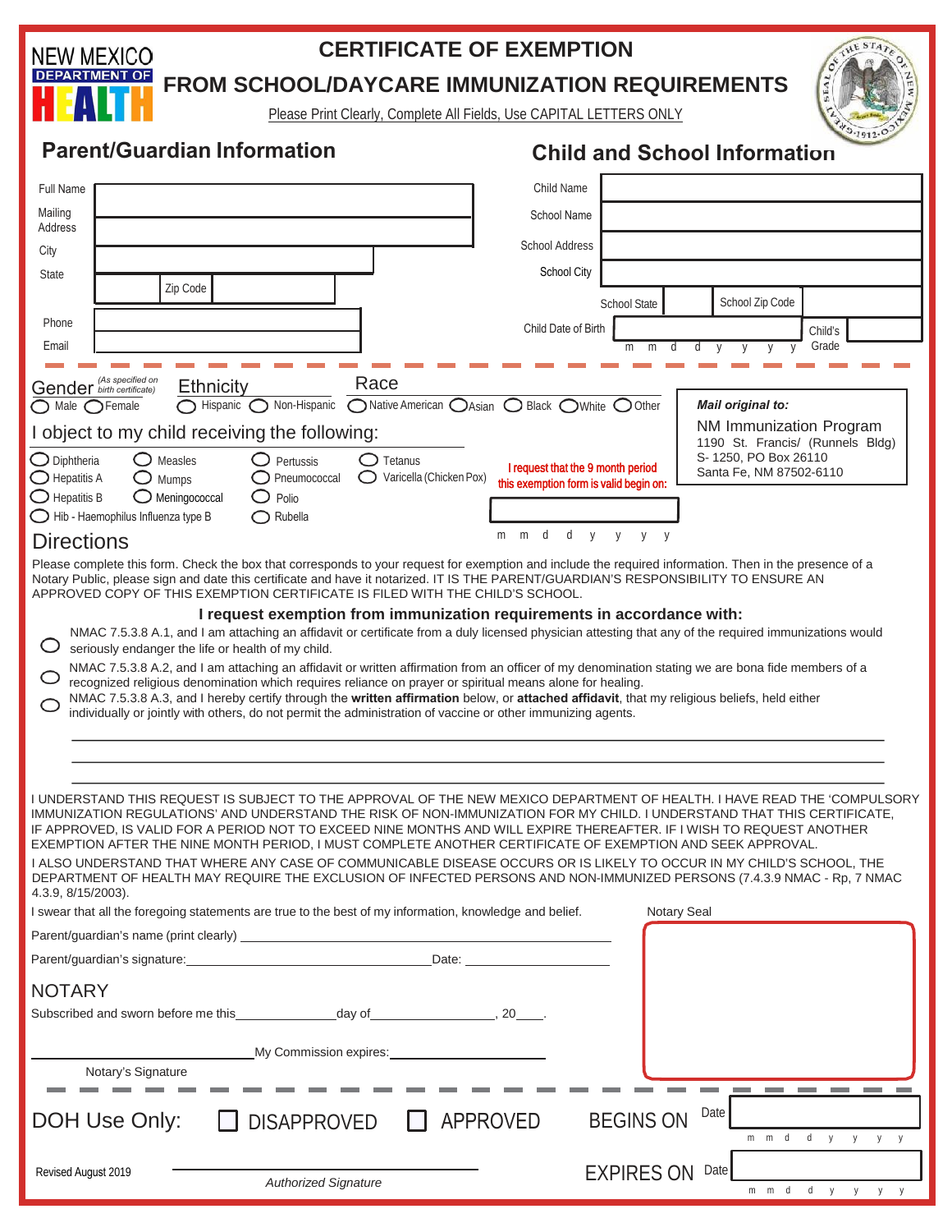**NEW MEXICO DEPARTMENT OF HEALTH**

# CERTIFICATE OF EXEMPTION

# FROM SCHOOL/DAYCARE IMMUNIZATION REQUIREMENTS

Please Print Clearly, Complete All Fields, Use CAPITAL LETTERS ONLY

## Parent/Guardian Information

Full Name

Mailing Address

City

State

Zip Code

Phone

Email

## Child and School Information

Child Name

School Name

School Address

School City

School State

School Zip Code

Child Date of Birth (m m d d y y y y)

Child's Grade

Gender (As specified on birth certificate): ◯ Male ◯ Female

Ethnicity: ◯ Hispanic ◯ Non-Hispanic

Race: ◯ Native American ◯ Asian ◯ Black ◯ White ◯ Other

**Mail original to:**

NM Immunization Program
1190 St. Francis/ (Runnels Bldg)
S- 1250, PO Box 26110
Santa Fe, NM 87502-6110

I object to my child receiving the following:

◯ Diphtheria ◯ Measles ◯ Pertussis ◯ Tetanus
◯ Hepatitis A ◯ Mumps ◯ Pneumococcal ◯ Varicella (Chicken Pox)
◯ Hepatitis B ◯ Meningococcal ◯ Polio
◯ Hib - Haemophilus Influenza type B ◯ Rubella

I request that the 9 month period this exemption form is valid begin on: (m m d d y y y y)

## Directions

Please complete this form. Check the box that corresponds to your request for exemption and include the required information. Then in the presence of a Notary Public, please sign and date this certificate and have it notarized. IT IS THE PARENT/GUARDIAN'S RESPONSIBILITY TO ENSURE AN APPROVED COPY OF THIS EXEMPTION CERTIFICATE IS FILED WITH THE CHILD'S SCHOOL.

**I request exemption from immunization requirements in accordance with:**

◯ NMAC 7.5.3.8 A.1, and I am attaching an affidavit or certificate from a duly licensed physician attesting that any of the required immunizations would seriously endanger the life or health of my child.

◯ NMAC 7.5.3.8 A.2, and I am attaching an affidavit or written affirmation from an officer of my denomination stating we are bona fide members of a recognized religious denomination which requires reliance on prayer or spiritual means alone for healing.

◯ NMAC 7.5.3.8 A.3, and I hereby certify through the **written affirmation** below, or **attached affidavit**, that my religious beliefs, held either individually or jointly with others, do not permit the administration of vaccine or other immunizing agents.

______________________________________________

______________________________________________

______________________________________________

I UNDERSTAND THIS REQUEST IS SUBJECT TO THE APPROVAL OF THE NEW MEXICO DEPARTMENT OF HEALTH. I HAVE READ THE 'COMPULSORY IMMUNIZATION REGULATIONS' AND UNDERSTAND THE RISK OF NON-IMMUNIZATION FOR MY CHILD. I UNDERSTAND THAT THIS CERTIFICATE, IF APPROVED, IS VALID FOR A PERIOD NOT TO EXCEED NINE MONTHS AND WILL EXPIRE THEREAFTER. IF I WISH TO REQUEST ANOTHER EXEMPTION AFTER THE NINE MONTH PERIOD, I MUST COMPLETE ANOTHER CERTIFICATE OF EXEMPTION AND SEEK APPROVAL.

I ALSO UNDERSTAND THAT WHERE ANY CASE OF COMMUNICABLE DISEASE OCCURS OR IS LIKELY TO OCCUR IN MY CHILD'S SCHOOL, THE DEPARTMENT OF HEALTH MAY REQUIRE THE EXCLUSION OF INFECTED PERSONS AND NON-IMMUNIZED PERSONS (7.4.3.9 NMAC - Rp, 7 NMAC 4.3.9, 8/15/2003).

I swear that all the foregoing statements are true to the best of my information, knowledge and belief.

Parent/guardian's name (print clearly) ______________________

Parent/guardian's signature: ______________________ Date: __________

Notary Seal

## NOTARY

Subscribed and sworn before me this __________ day of ______________, 20____.

______________________ My Commission expires: ______________________

Notary's Signature

DOH Use Only: ☐ DISAPPROVED ☐ APPROVED

BEGINS ON Date (m m d d y y y y)

EXPIRES ON Date (m m d d y y y y)

______________________
*Authorized Signature*

Revised August 2019